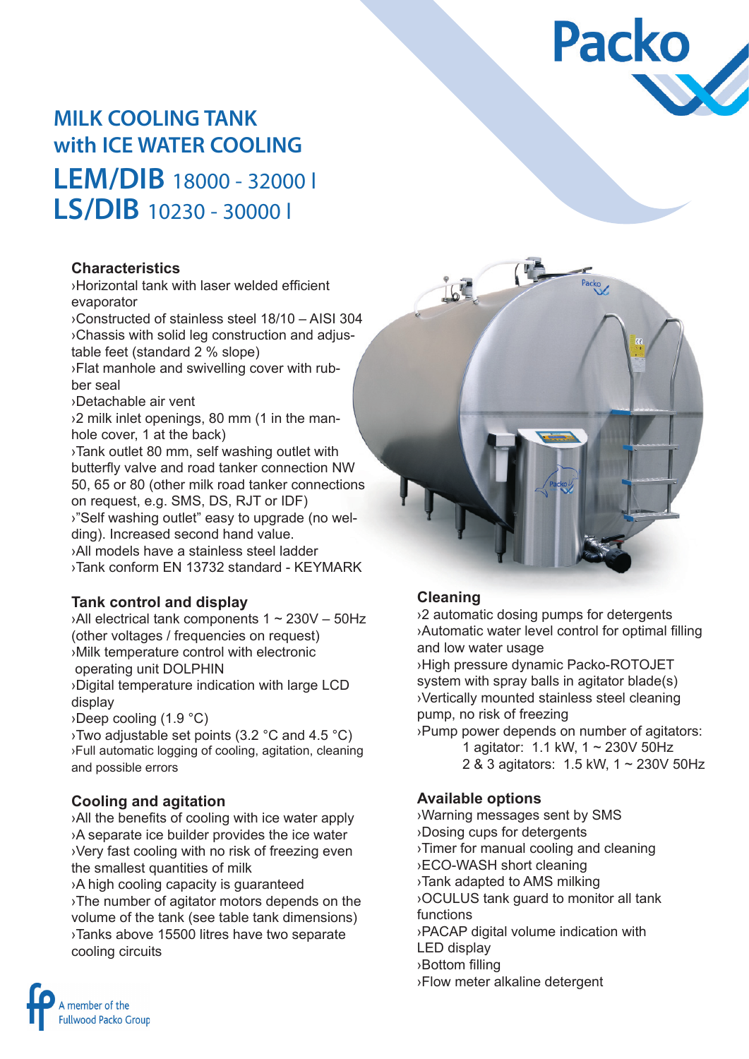# MILK COOLING TANK with ICE WATER COOLING

## LEM/DIB 18000 - 32000 l
## LS/DIB 10230 - 30000 l

### Characteristics

›Horizontal tank with laser welded efficient evaporator
›Constructed of stainless steel 18/10 – AISI 304
›Chassis with solid leg construction and adjustable feet (standard 2 % slope)
›Flat manhole and swivelling cover with rubber seal
›Detachable air vent
›2 milk inlet openings, 80 mm (1 in the manhole cover, 1 at the back)
›Tank outlet 80 mm, self washing outlet with butterfly valve and road tanker connection NW 50, 65 or 80 (other milk road tanker connections on request, e.g. SMS, DS, RJT or IDF)
›"Self washing outlet" easy to upgrade (no welding). Increased second hand value.
›All models have a stainless steel ladder
›Tank conform EN 13732 standard - KEYMARK

### Tank control and display

›All electrical tank components 1 ~ 230V – 50Hz (other voltages / frequencies on request)
›Milk temperature control with electronic operating unit DOLPHIN
›Digital temperature indication with large LCD display
›Deep cooling (1.9 °C)
›Two adjustable set points (3.2 °C and 4.5 °C)
›Full automatic logging of cooling, agitation, cleaning and possible errors

### Cooling and agitation

›All the benefits of cooling with ice water apply
›A separate ice builder provides the ice water
›Very fast cooling with no risk of freezing even the smallest quantities of milk
›A high cooling capacity is guaranteed
›The number of agitator motors depends on the volume of the tank (see table tank dimensions)
›Tanks above 15500 litres have two separate cooling circuits

### Cleaning

›2 automatic dosing pumps for detergents
›Automatic water level control for optimal filling and low water usage
›High pressure dynamic Packo-ROTOJET system with spray balls in agitator blade(s)
›Vertically mounted stainless steel cleaning pump, no risk of freezing
›Pump power depends on number of agitators:
 1 agitator: 1.1 kW, 1 ~ 230V 50Hz
 2 & 3 agitators: 1.5 kW, 1 ~ 230V 50Hz

### Available options

›Warning messages sent by SMS
›Dosing cups for detergents
›Timer for manual cooling and cleaning
›ECO-WASH short cleaning
›Tank adapted to AMS milking
›OCULUS tank guard to monitor all tank functions
›PACAP digital volume indication with LED display
›Bottom filling
›Flow meter alkaline detergent

A member of the Fullwood Packo Group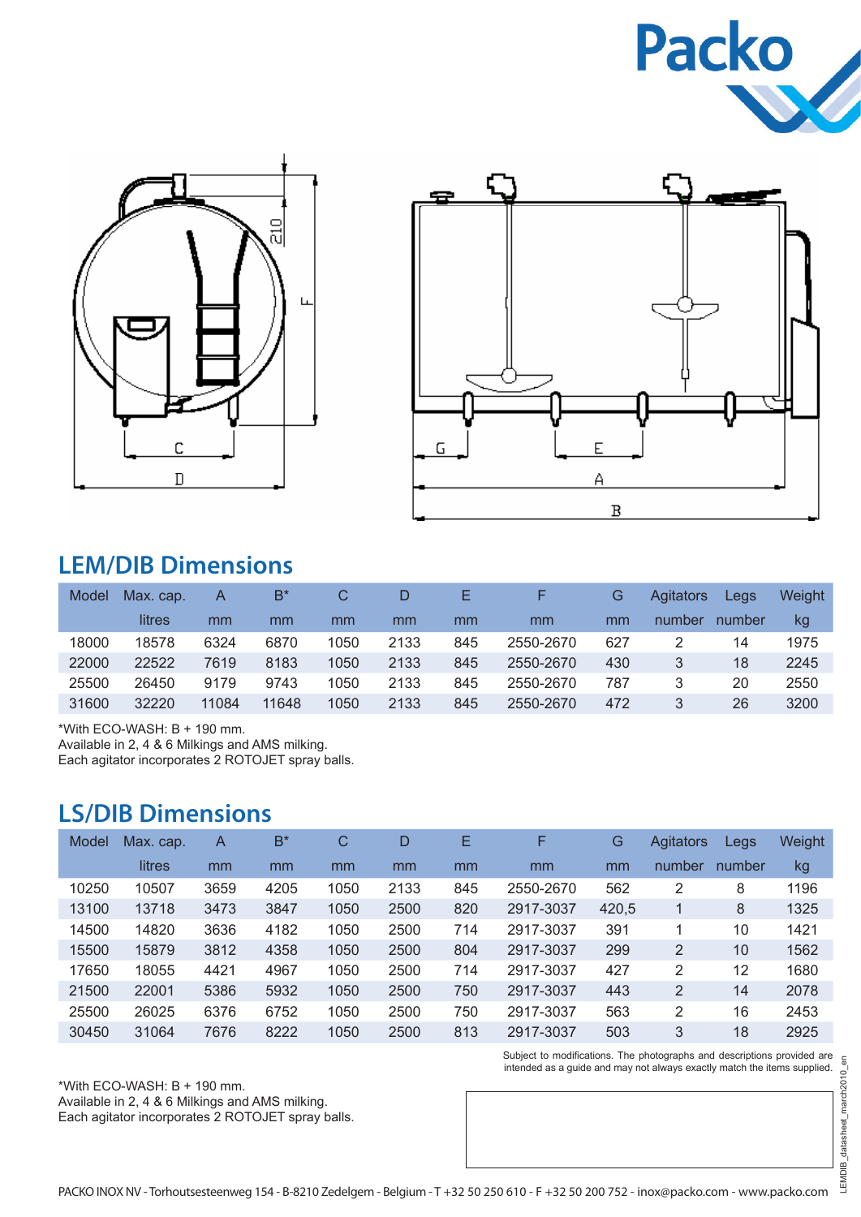C

D

210

F

G

E

A

B

## LEM/DIB Dimensions

| Model | Max. cap. litres | A mm | B* mm | C mm | D mm | E mm | F mm | G mm | Agitators number | Legs number | Weight kg |
|---|---|---|---|---|---|---|---|---|---|---|---|
| 18000 | 18578 | 6324 | 6870 | 1050 | 2133 | 845 | 2550-2670 | 627 | 2 | 14 | 1975 |
| 22000 | 22522 | 7619 | 8183 | 1050 | 2133 | 845 | 2550-2670 | 430 | 3 | 18 | 2245 |
| 25500 | 26450 | 9179 | 9743 | 1050 | 2133 | 845 | 2550-2670 | 787 | 3 | 20 | 2550 |
| 31600 | 32220 | 11084 | 11648 | 1050 | 2133 | 845 | 2550-2670 | 472 | 3 | 26 | 3200 |

*With ECO-WASH: B + 190 mm.
Available in 2, 4 & 6 Milkings and AMS milking.
Each agitator incorporates 2 ROTOJET spray balls.

## LS/DIB Dimensions

| Model | Max. cap. litres | A mm | B* mm | C mm | D mm | E mm | F mm | G mm | Agitators number | Legs number | Weight kg |
|---|---|---|---|---|---|---|---|---|---|---|---|
| 10250 | 10507 | 3659 | 4205 | 1050 | 2133 | 845 | 2550-2670 | 562 | 2 | 8 | 1196 |
| 13100 | 13718 | 3473 | 3847 | 1050 | 2500 | 820 | 2917-3037 | 420,5 | 1 | 8 | 1325 |
| 14500 | 14820 | 3636 | 4182 | 1050 | 2500 | 714 | 2917-3037 | 391 | 1 | 10 | 1421 |
| 15500 | 15879 | 3812 | 4358 | 1050 | 2500 | 804 | 2917-3037 | 299 | 2 | 10 | 1562 |
| 17650 | 18055 | 4421 | 4967 | 1050 | 2500 | 714 | 2917-3037 | 427 | 2 | 12 | 1680 |
| 21500 | 22001 | 5386 | 5932 | 1050 | 2500 | 750 | 2917-3037 | 443 | 2 | 14 | 2078 |
| 25500 | 26025 | 6376 | 6752 | 1050 | 2500 | 750 | 2917-3037 | 563 | 2 | 16 | 2453 |
| 30450 | 31064 | 7676 | 8222 | 1050 | 2500 | 813 | 2917-3037 | 503 | 3 | 18 | 2925 |

Subject to modifications. The photographs and descriptions provided are intended as a guide and may not always exactly match the items supplied.

*With ECO-WASH: B + 190 mm.
Available in 2, 4 & 6 Milkings and AMS milking.
Each agitator incorporates 2 ROTOJET spray balls.

LEMDIB_datasheet_march2010_en

PACKO INOX NV - Torhoutsesteenweg 154 - B-8210 Zedelgem - Belgium - T +32 50 250 610 - F +32 50 200 752 - inox@packo.com - www.packo.com